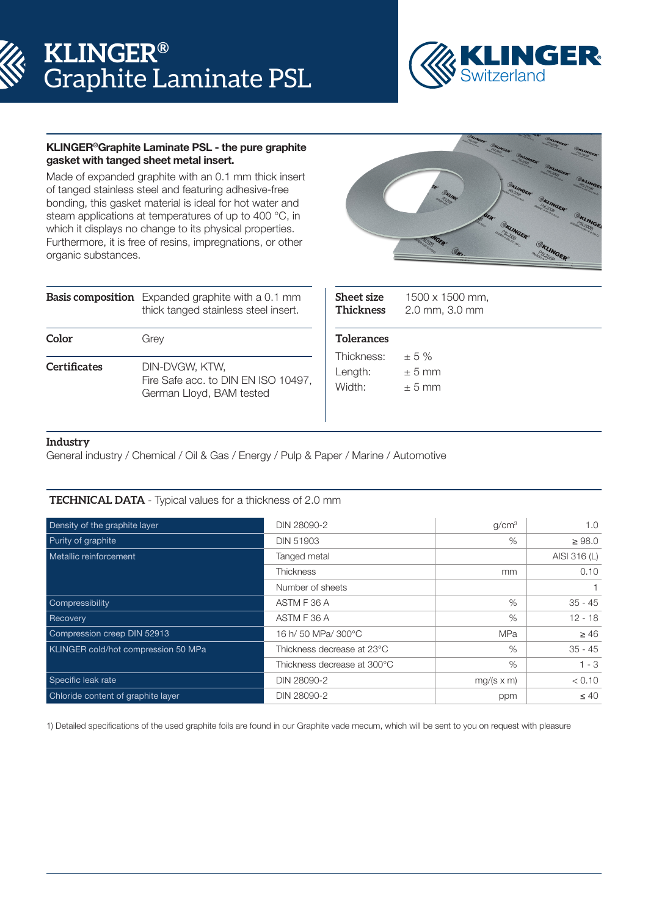# KLINGER® Graphite Laminate PSL

KLINGER Switzerland

**KLINGER®Graphite Laminate PSL - the pure graphite gasket with tanged sheet metal insert.**

Made of expanded graphite with an 0.1 mm thick insert of tanged stainless steel and featuring adhesive-free bonding, this gasket material is ideal for hot water and steam applications at temperatures of up to 400 °C, in which it displays no change to its physical properties. Furthermore, it is free of resins, impregnations, or other organic substances.

| | |
|---|---|
| **Basis composition** | Expanded graphite with a 0.1 mm thick tanged stainless steel insert. |
| **Color** | Grey |
| **Certificates** | DIN-DVGW, KTW, Fire Safe acc. to DIN EN ISO 10497, German Lloyd, BAM tested |

| | |
|---|---|
| **Sheet size** | 1500 x 1500 mm, |
| **Thickness** | 2.0 mm, 3.0 mm |

**Tolerances**

| | |
|---|---|
| Thickness: | ± 5 % |
| Length: | ± 5 mm |
| Width: | ± 5 mm |

**Industry**

General industry / Chemical / Oil & Gas / Energy / Pulp & Paper / Marine / Automotive

**TECHNICAL DATA** - Typical values for a thickness of 2.0 mm

| | | | |
|---|---|---|---|
| Density of the graphite layer | DIN 28090-2 | g/cm³ | 1.0 |
| Purity of graphite | DIN 51903 | % | ≥ 98.0 |
| Metallic reinforcement | Tanged metal | | AISI 316 (L) |
| | Thickness | mm | 0.10 |
| | Number of sheets | | 1 |
| Compressibility | ASTM F 36 A | % | 35 - 45 |
| Recovery | ASTM F 36 A | % | 12 - 18 |
| Compression creep DIN 52913 | 16 h/ 50 MPa/ 300°C | MPa | ≥ 46 |
| KLINGER cold/hot compression 50 MPa | Thickness decrease at 23°C | % | 35 - 45 |
| | Thickness decrease at 300°C | % | 1 - 3 |
| Specific leak rate | DIN 28090-2 | mg/(s x m) | < 0.10 |
| Chloride content of graphite layer | DIN 28090-2 | ppm | ≤ 40 |

1) Detailed specifications of the used graphite foils are found in our Graphite vade mecum, which will be sent to you on request with pleasure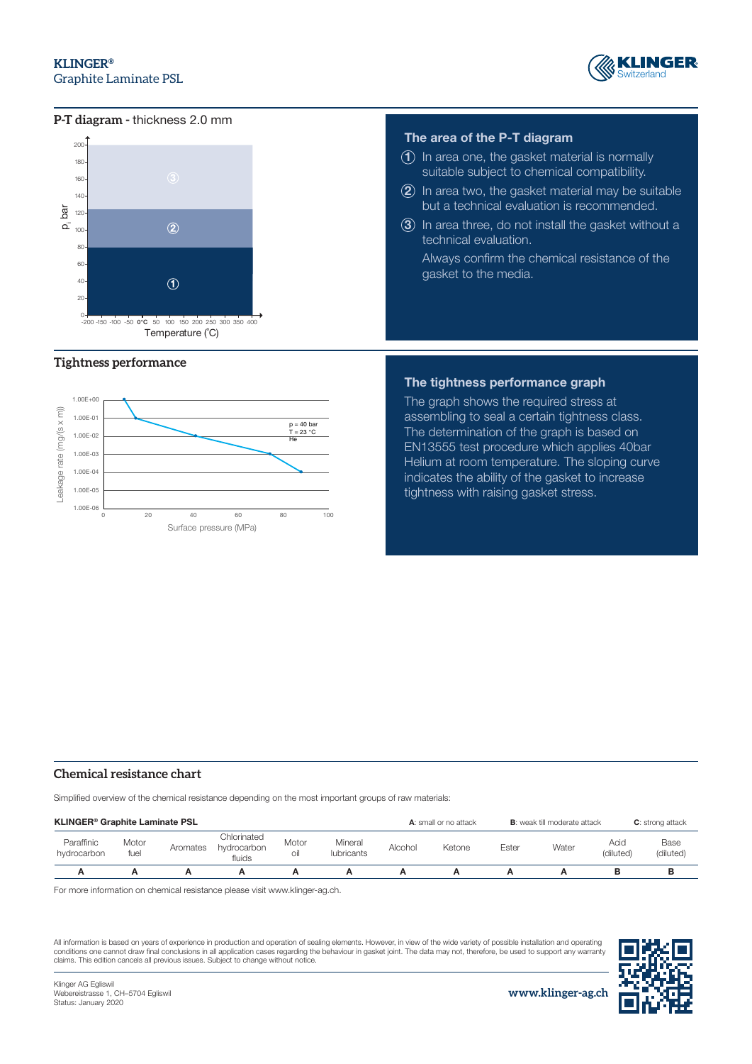## P-T diagram - thickness 2.0 mm

200
180
160
140
120
100
80
60
40
20
0

$p_i$, bar

③
②
①

-200 -150 -100 -50 0°C 50 100 150 200 250 300 350 400

Temperature (°C)

### The area of the P-T diagram

① In area one, the gasket material is normally suitable subject to chemical compatibility.

② In area two, the gasket material may be suitable but a technical evaluation is recommended.

③ In area three, do not install the gasket without a technical evaluation.

Always confirm the chemical resistance of the gasket to the media.

## Tightness performance

1.00E+00
1.00E-01
1.00E-02
1.00E-03
1.00E-04
1.00E-05
1.00E-06

Leakage rate (mg/(s x m))

p = 40 bar
T = 23 °C
He

0 20 40 60 80 100

Surface pressure (MPa)

### The tightness performance graph

The graph shows the required stress at assembling to seal a certain tightness class. The determination of the graph is based on EN13555 test procedure which applies 40bar Helium at room temperature. The sloping curve indicates the ability of the gasket to increase tightness with raising gasket stress.

## Chemical resistance chart

Simplified overview of the chemical resistance depending on the most important groups of raw materials:

**KLINGER® Graphite Laminate PSL** — **A**: small or no attack — **B**: weak till moderate attack — **C**: strong attack

| Paraffinic hydrocarbon | Motor fuel | Aromates | Chlorinated hydrocarbon fluids | Motor oil | Mineral lubricants | Alcohol | Ketone | Ester | Water | Acid (diluted) | Base (diluted) |
|---|---|---|---|---|---|---|---|---|---|---|---|
| **A** | **A** | **A** | **A** | **A** | **A** | **A** | **A** | **A** | **A** | **B** | **B** |

For more information on chemical resistance please visit www.klinger-ag.ch.

All information is based on years of experience in production and operation of sealing elements. However, in view of the wide variety of possible installation and operating conditions one cannot draw final conclusions in all application cases regarding the behaviour in gasket joint. The data may not, therefore, be used to support any warranty claims. This edition cancels all previous issues. Subject to change without notice.

Klinger AG Egliswil
Webereistrasse 1, CH–5704 Egliswil
Status: January 2020

**www.klinger-ag.ch**